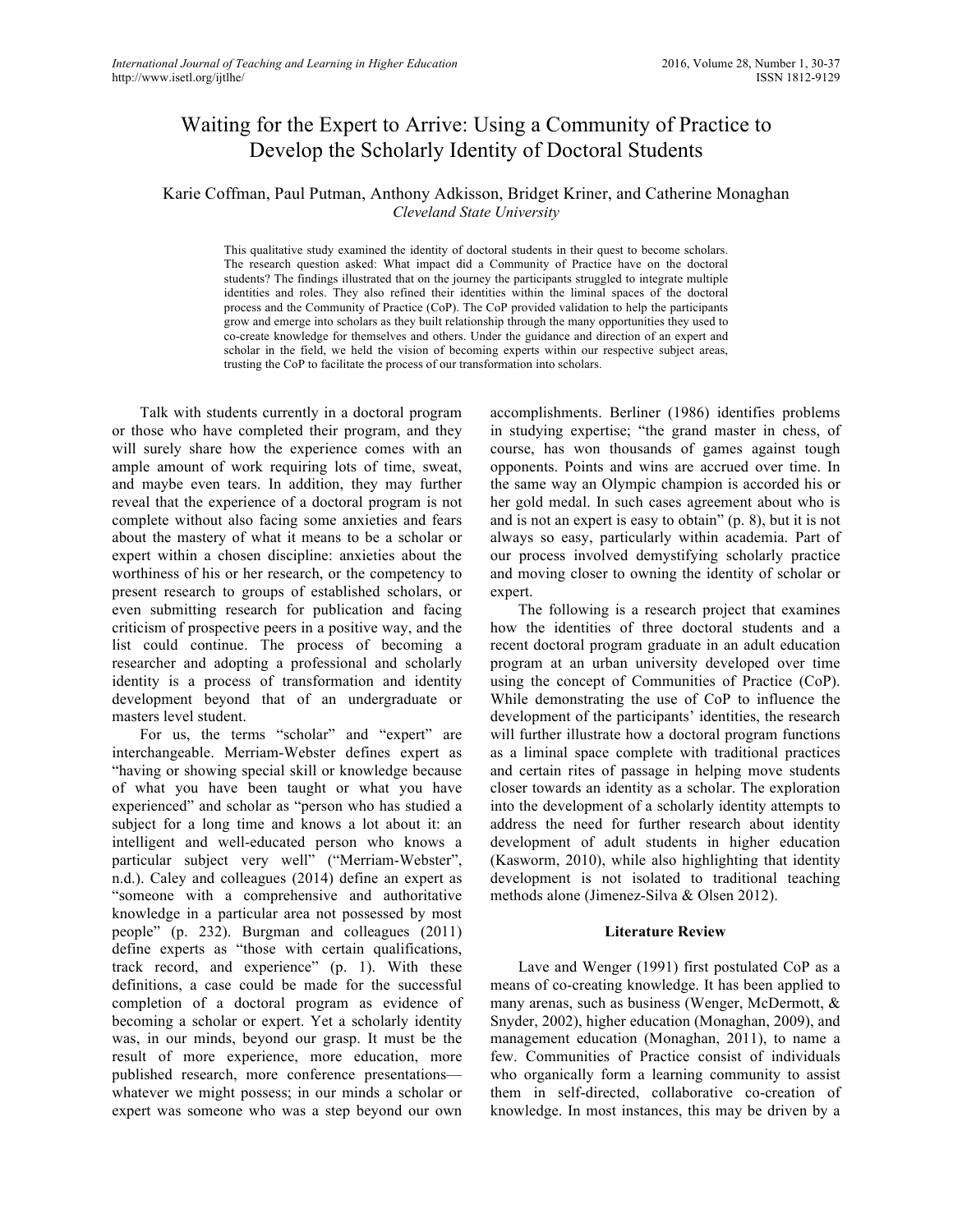# Waiting for the Expert to Arrive: Using a Community of Practice to Develop the Scholarly Identity of Doctoral Students

Karie Coffman, Paul Putman, Anthony Adkisson, Bridget Kriner, and Catherine Monaghan
*Cleveland State University*

This qualitative study examined the identity of doctoral students in their quest to become scholars. The research question asked: What impact did a Community of Practice have on the doctoral students? The findings illustrated that on the journey the participants struggled to integrate multiple identities and roles. They also refined their identities within the liminal spaces of the doctoral process and the Community of Practice (CoP). The CoP provided validation to help the participants grow and emerge into scholars as they built relationship through the many opportunities they used to co-create knowledge for themselves and others. Under the guidance and direction of an expert and scholar in the field, we held the vision of becoming experts within our respective subject areas, trusting the CoP to facilitate the process of our transformation into scholars.

Talk with students currently in a doctoral program or those who have completed their program, and they will surely share how the experience comes with an ample amount of work requiring lots of time, sweat, and maybe even tears. In addition, they may further reveal that the experience of a doctoral program is not complete without also facing some anxieties and fears about the mastery of what it means to be a scholar or expert within a chosen discipline: anxieties about the worthiness of his or her research, or the competency to present research to groups of established scholars, or even submitting research for publication and facing criticism of prospective peers in a positive way, and the list could continue. The process of becoming a researcher and adopting a professional and scholarly identity is a process of transformation and identity development beyond that of an undergraduate or masters level student.

For us, the terms "scholar" and "expert" are interchangeable. Merriam-Webster defines expert as "having or showing special skill or knowledge because of what you have been taught or what you have experienced" and scholar as "person who has studied a subject for a long time and knows a lot about it: an intelligent and well-educated person who knows a particular subject very well" ("Merriam-Webster", n.d.). Caley and colleagues (2014) define an expert as "someone with a comprehensive and authoritative knowledge in a particular area not possessed by most people" (p. 232). Burgman and colleagues (2011) define experts as "those with certain qualifications, track record, and experience" (p. 1). With these definitions, a case could be made for the successful completion of a doctoral program as evidence of becoming a scholar or expert. Yet a scholarly identity was, in our minds, beyond our grasp. It must be the result of more experience, more education, more published research, more conference presentations—whatever we might possess; in our minds a scholar or expert was someone who was a step beyond our own accomplishments. Berliner (1986) identifies problems in studying expertise; "the grand master in chess, of course, has won thousands of games against tough opponents. Points and wins are accrued over time. In the same way an Olympic champion is accorded his or her gold medal. In such cases agreement about who is and is not an expert is easy to obtain" (p. 8), but it is not always so easy, particularly within academia. Part of our process involved demystifying scholarly practice and moving closer to owning the identity of scholar or expert.

The following is a research project that examines how the identities of three doctoral students and a recent doctoral program graduate in an adult education program at an urban university developed over time using the concept of Communities of Practice (CoP). While demonstrating the use of CoP to influence the development of the participants' identities, the research will further illustrate how a doctoral program functions as a liminal space complete with traditional practices and certain rites of passage in helping move students closer towards an identity as a scholar. The exploration into the development of a scholarly identity attempts to address the need for further research about identity development of adult students in higher education (Kasworm, 2010), while also highlighting that identity development is not isolated to traditional teaching methods alone (Jimenez-Silva & Olsen 2012).

## Literature Review

Lave and Wenger (1991) first postulated CoP as a means of co-creating knowledge. It has been applied to many arenas, such as business (Wenger, McDermott, & Snyder, 2002), higher education (Monaghan, 2009), and management education (Monaghan, 2011), to name a few. Communities of Practice consist of individuals who organically form a learning community to assist them in self-directed, collaborative co-creation of knowledge. In most instances, this may be driven by a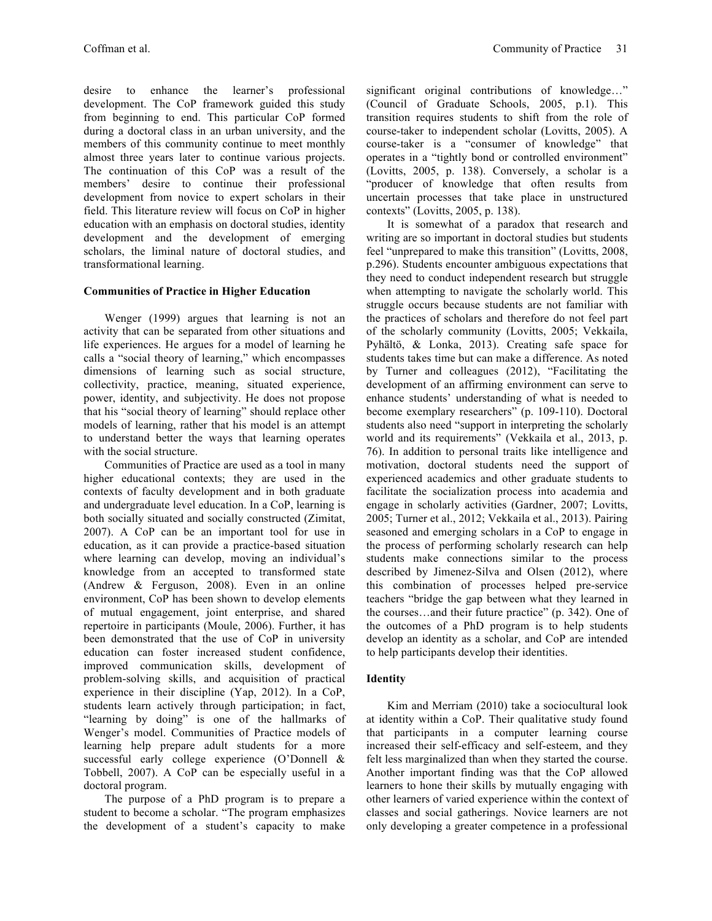desire to enhance the learner's professional development. The CoP framework guided this study from beginning to end. This particular CoP formed during a doctoral class in an urban university, and the members of this community continue to meet monthly almost three years later to continue various projects. The continuation of this CoP was a result of the members' desire to continue their professional development from novice to expert scholars in their field. This literature review will focus on CoP in higher education with an emphasis on doctoral studies, identity development and the development of emerging scholars, the liminal nature of doctoral studies, and transformational learning.

### Communities of Practice in Higher Education

Wenger (1999) argues that learning is not an activity that can be separated from other situations and life experiences. He argues for a model of learning he calls a "social theory of learning," which encompasses dimensions of learning such as social structure, collectivity, practice, meaning, situated experience, power, identity, and subjectivity. He does not propose that his "social theory of learning" should replace other models of learning, rather that his model is an attempt to understand better the ways that learning operates with the social structure.

Communities of Practice are used as a tool in many higher educational contexts; they are used in the contexts of faculty development and in both graduate and undergraduate level education. In a CoP, learning is both socially situated and socially constructed (Zimitat, 2007). A CoP can be an important tool for use in education, as it can provide a practice-based situation where learning can develop, moving an individual's knowledge from an accepted to transformed state (Andrew & Ferguson, 2008). Even in an online environment, CoP has been shown to develop elements of mutual engagement, joint enterprise, and shared repertoire in participants (Moule, 2006). Further, it has been demonstrated that the use of CoP in university education can foster increased student confidence, improved communication skills, development of problem-solving skills, and acquisition of practical experience in their discipline (Yap, 2012). In a CoP, students learn actively through participation; in fact, "learning by doing" is one of the hallmarks of Wenger's model. Communities of Practice models of learning help prepare adult students for a more successful early college experience (O'Donnell & Tobbell, 2007). A CoP can be especially useful in a doctoral program.

The purpose of a PhD program is to prepare a student to become a scholar. "The program emphasizes the development of a student's capacity to make significant original contributions of knowledge…" (Council of Graduate Schools, 2005, p.1). This transition requires students to shift from the role of course-taker to independent scholar (Lovitts, 2005). A course-taker is a "consumer of knowledge" that operates in a "tightly bond or controlled environment" (Lovitts, 2005, p. 138). Conversely, a scholar is a "producer of knowledge that often results from uncertain processes that take place in unstructured contexts" (Lovitts, 2005, p. 138).

It is somewhat of a paradox that research and writing are so important in doctoral studies but students feel "unprepared to make this transition" (Lovitts, 2008, p.296). Students encounter ambiguous expectations that they need to conduct independent research but struggle when attempting to navigate the scholarly world. This struggle occurs because students are not familiar with the practices of scholars and therefore do not feel part of the scholarly community (Lovitts, 2005; Vekkaila, Pyhältö, & Lonka, 2013). Creating safe space for students takes time but can make a difference. As noted by Turner and colleagues (2012), "Facilitating the development of an affirming environment can serve to enhance students' understanding of what is needed to become exemplary researchers" (p. 109-110). Doctoral students also need "support in interpreting the scholarly world and its requirements" (Vekkaila et al., 2013, p. 76). In addition to personal traits like intelligence and motivation, doctoral students need the support of experienced academics and other graduate students to facilitate the socialization process into academia and engage in scholarly activities (Gardner, 2007; Lovitts, 2005; Turner et al., 2012; Vekkaila et al., 2013). Pairing seasoned and emerging scholars in a CoP to engage in the process of performing scholarly research can help students make connections similar to the process described by Jimenez-Silva and Olsen (2012), where this combination of processes helped pre-service teachers "bridge the gap between what they learned in the courses…and their future practice" (p. 342). One of the outcomes of a PhD program is to help students develop an identity as a scholar, and CoP are intended to help participants develop their identities.

### Identity

Kim and Merriam (2010) take a sociocultural look at identity within a CoP. Their qualitative study found that participants in a computer learning course increased their self-efficacy and self-esteem, and they felt less marginalized than when they started the course. Another important finding was that the CoP allowed learners to hone their skills by mutually engaging with other learners of varied experience within the context of classes and social gatherings. Novice learners are not only developing a greater competence in a professional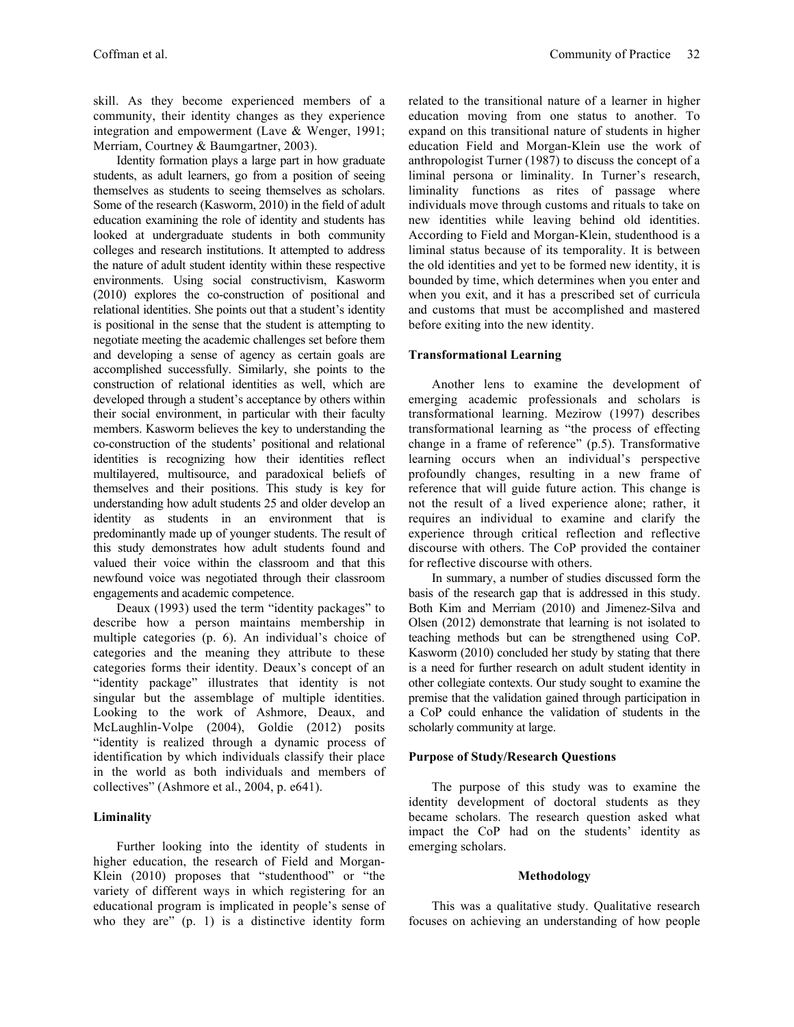skill. As they become experienced members of a community, their identity changes as they experience integration and empowerment (Lave & Wenger, 1991; Merriam, Courtney & Baumgartner, 2003).

Identity formation plays a large part in how graduate students, as adult learners, go from a position of seeing themselves as students to seeing themselves as scholars. Some of the research (Kasworm, 2010) in the field of adult education examining the role of identity and students has looked at undergraduate students in both community colleges and research institutions. It attempted to address the nature of adult student identity within these respective environments. Using social constructivism, Kasworm (2010) explores the co-construction of positional and relational identities. She points out that a student's identity is positional in the sense that the student is attempting to negotiate meeting the academic challenges set before them and developing a sense of agency as certain goals are accomplished successfully. Similarly, she points to the construction of relational identities as well, which are developed through a student's acceptance by others within their social environment, in particular with their faculty members. Kasworm believes the key to understanding the co-construction of the students' positional and relational identities is recognizing how their identities reflect multilayered, multisource, and paradoxical beliefs of themselves and their positions. This study is key for understanding how adult students 25 and older develop an identity as students in an environment that is predominantly made up of younger students. The result of this study demonstrates how adult students found and valued their voice within the classroom and that this newfound voice was negotiated through their classroom engagements and academic competence.

Deaux (1993) used the term "identity packages" to describe how a person maintains membership in multiple categories (p. 6). An individual's choice of categories and the meaning they attribute to these categories forms their identity. Deaux's concept of an "identity package" illustrates that identity is not singular but the assemblage of multiple identities. Looking to the work of Ashmore, Deaux, and McLaughlin-Volpe (2004), Goldie (2012) posits "identity is realized through a dynamic process of identification by which individuals classify their place in the world as both individuals and members of collectives" (Ashmore et al., 2004, p. e641).

### Liminality

Further looking into the identity of students in higher education, the research of Field and Morgan-Klein (2010) proposes that "studenthood" or "the variety of different ways in which registering for an educational program is implicated in people's sense of who they are" (p. 1) is a distinctive identity form related to the transitional nature of a learner in higher education moving from one status to another. To expand on this transitional nature of students in higher education Field and Morgan-Klein use the work of anthropologist Turner (1987) to discuss the concept of a liminal persona or liminality. In Turner's research, liminality functions as rites of passage where individuals move through customs and rituals to take on new identities while leaving behind old identities. According to Field and Morgan-Klein, studenthood is a liminal status because of its temporality. It is between the old identities and yet to be formed new identity, it is bounded by time, which determines when you enter and when you exit, and it has a prescribed set of curricula and customs that must be accomplished and mastered before exiting into the new identity.

### Transformational Learning

Another lens to examine the development of emerging academic professionals and scholars is transformational learning. Mezirow (1997) describes transformational learning as "the process of effecting change in a frame of reference" (p.5). Transformative learning occurs when an individual's perspective profoundly changes, resulting in a new frame of reference that will guide future action. This change is not the result of a lived experience alone; rather, it requires an individual to examine and clarify the experience through critical reflection and reflective discourse with others. The CoP provided the container for reflective discourse with others.

In summary, a number of studies discussed form the basis of the research gap that is addressed in this study. Both Kim and Merriam (2010) and Jimenez-Silva and Olsen (2012) demonstrate that learning is not isolated to teaching methods but can be strengthened using CoP. Kasworm (2010) concluded her study by stating that there is a need for further research on adult student identity in other collegiate contexts. Our study sought to examine the premise that the validation gained through participation in a CoP could enhance the validation of students in the scholarly community at large.

### Purpose of Study/Research Questions

The purpose of this study was to examine the identity development of doctoral students as they became scholars. The research question asked what impact the CoP had on the students' identity as emerging scholars.

## Methodology

This was a qualitative study. Qualitative research focuses on achieving an understanding of how people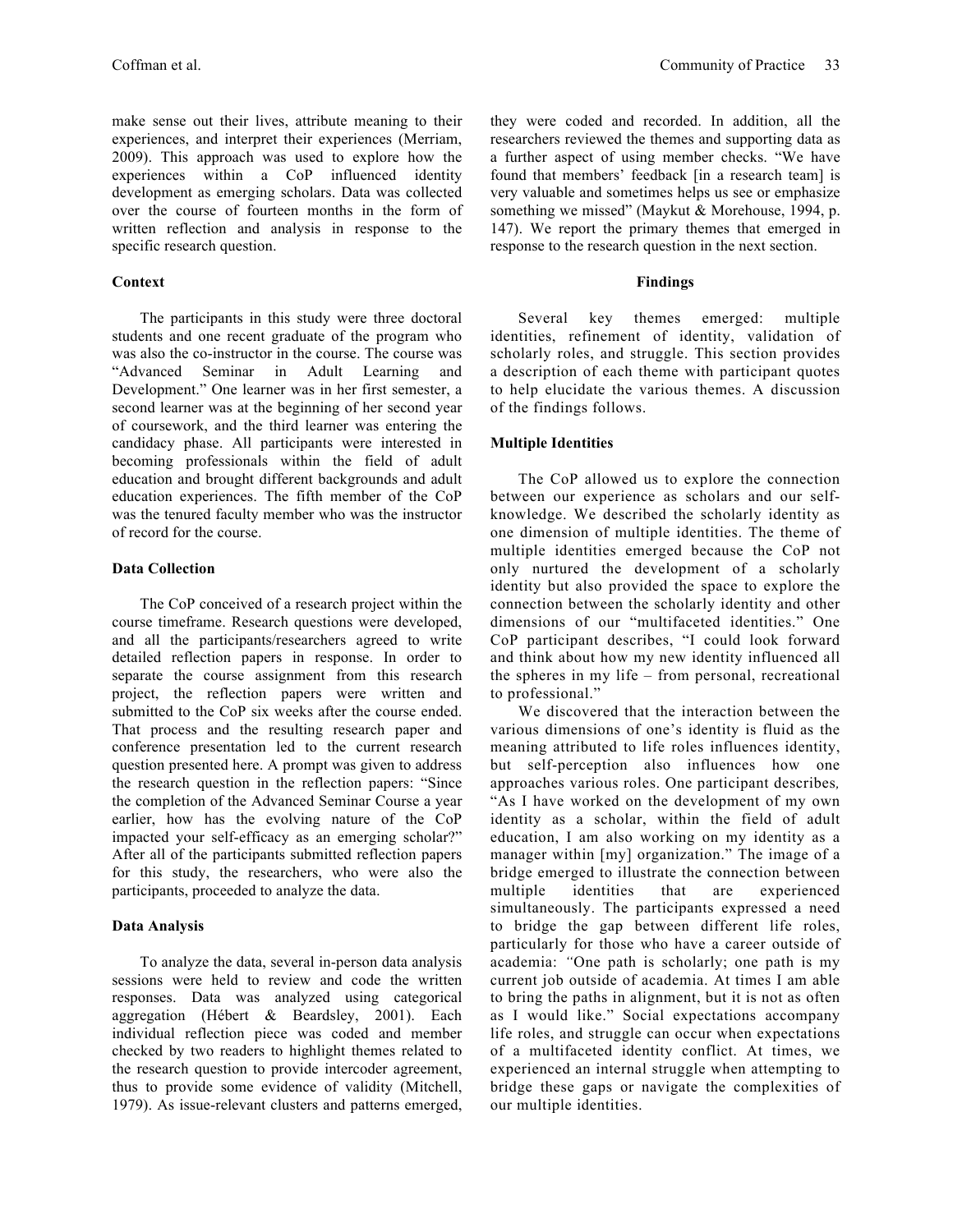make sense out their lives, attribute meaning to their experiences, and interpret their experiences (Merriam, 2009). This approach was used to explore how the experiences within a CoP influenced identity development as emerging scholars. Data was collected over the course of fourteen months in the form of written reflection and analysis in response to the specific research question.

### Context

The participants in this study were three doctoral students and one recent graduate of the program who was also the co-instructor in the course. The course was "Advanced Seminar in Adult Learning and Development." One learner was in her first semester, a second learner was at the beginning of her second year of coursework, and the third learner was entering the candidacy phase. All participants were interested in becoming professionals within the field of adult education and brought different backgrounds and adult education experiences. The fifth member of the CoP was the tenured faculty member who was the instructor of record for the course.

### Data Collection

The CoP conceived of a research project within the course timeframe. Research questions were developed, and all the participants/researchers agreed to write detailed reflection papers in response. In order to separate the course assignment from this research project, the reflection papers were written and submitted to the CoP six weeks after the course ended. That process and the resulting research paper and conference presentation led to the current research question presented here. A prompt was given to address the research question in the reflection papers: "Since the completion of the Advanced Seminar Course a year earlier, how has the evolving nature of the CoP impacted your self-efficacy as an emerging scholar?" After all of the participants submitted reflection papers for this study, the researchers, who were also the participants, proceeded to analyze the data.

### Data Analysis

To analyze the data, several in-person data analysis sessions were held to review and code the written responses. Data was analyzed using categorical aggregation (Hébert & Beardsley, 2001). Each individual reflection piece was coded and member checked by two readers to highlight themes related to the research question to provide intercoder agreement, thus to provide some evidence of validity (Mitchell, 1979). As issue-relevant clusters and patterns emerged, they were coded and recorded. In addition, all the researchers reviewed the themes and supporting data as a further aspect of using member checks. "We have found that members' feedback [in a research team] is very valuable and sometimes helps us see or emphasize something we missed" (Maykut & Morehouse, 1994, p. 147). We report the primary themes that emerged in response to the research question in the next section.

## Findings

Several key themes emerged: multiple identities, refinement of identity, validation of scholarly roles, and struggle. This section provides a description of each theme with participant quotes to help elucidate the various themes. A discussion of the findings follows.

### Multiple Identities

The CoP allowed us to explore the connection between our experience as scholars and our self-knowledge. We described the scholarly identity as one dimension of multiple identities. The theme of multiple identities emerged because the CoP not only nurtured the development of a scholarly identity but also provided the space to explore the connection between the scholarly identity and other dimensions of our "multifaceted identities." One CoP participant describes, "I could look forward and think about how my new identity influenced all the spheres in my life – from personal, recreational to professional."

We discovered that the interaction between the various dimensions of one's identity is fluid as the meaning attributed to life roles influences identity, but self-perception also influences how one approaches various roles. One participant describes, "As I have worked on the development of my own identity as a scholar, within the field of adult education, I am also working on my identity as a manager within [my] organization." The image of a bridge emerged to illustrate the connection between multiple identities that are experienced simultaneously. The participants expressed a need to bridge the gap between different life roles, particularly for those who have a career outside of academia: "One path is scholarly; one path is my current job outside of academia. At times I am able to bring the paths in alignment, but it is not as often as I would like." Social expectations accompany life roles, and struggle can occur when expectations of a multifaceted identity conflict. At times, we experienced an internal struggle when attempting to bridge these gaps or navigate the complexities of our multiple identities.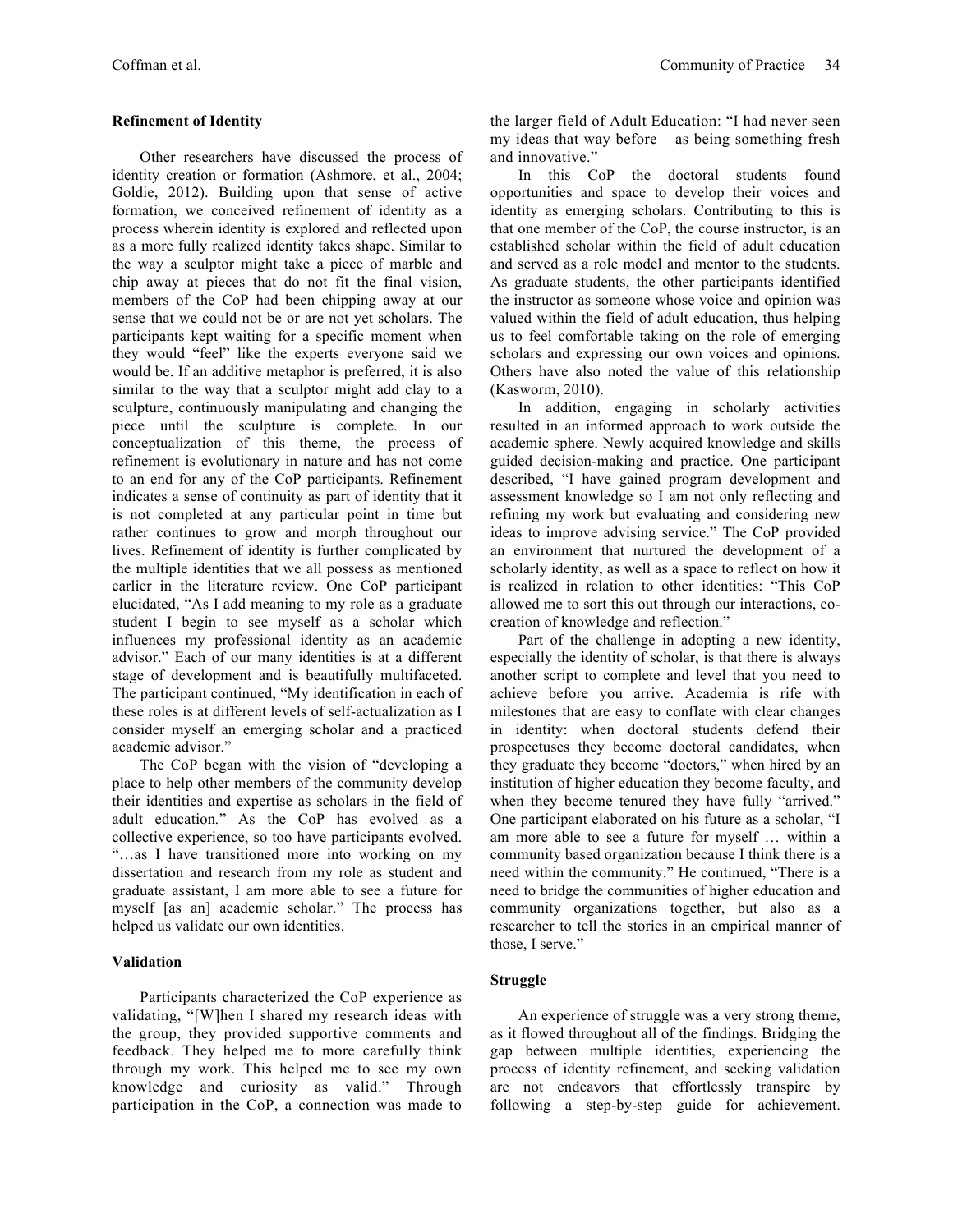### Refinement of Identity

Other researchers have discussed the process of identity creation or formation (Ashmore, et al., 2004; Goldie, 2012). Building upon that sense of active formation, we conceived refinement of identity as a process wherein identity is explored and reflected upon as a more fully realized identity takes shape. Similar to the way a sculptor might take a piece of marble and chip away at pieces that do not fit the final vision, members of the CoP had been chipping away at our sense that we could not be or are not yet scholars. The participants kept waiting for a specific moment when they would "feel" like the experts everyone said we would be. If an additive metaphor is preferred, it is also similar to the way that a sculptor might add clay to a sculpture, continuously manipulating and changing the piece until the sculpture is complete. In our conceptualization of this theme, the process of refinement is evolutionary in nature and has not come to an end for any of the CoP participants. Refinement indicates a sense of continuity as part of identity that it is not completed at any particular point in time but rather continues to grow and morph throughout our lives. Refinement of identity is further complicated by the multiple identities that we all possess as mentioned earlier in the literature review. One CoP participant elucidated, "As I add meaning to my role as a graduate student I begin to see myself as a scholar which influences my professional identity as an academic advisor." Each of our many identities is at a different stage of development and is beautifully multifaceted. The participant continued, "My identification in each of these roles is at different levels of self-actualization as I consider myself an emerging scholar and a practiced academic advisor."

The CoP began with the vision of "developing a place to help other members of the community develop their identities and expertise as scholars in the field of adult education." As the CoP has evolved as a collective experience, so too have participants evolved. "…as I have transitioned more into working on my dissertation and research from my role as student and graduate assistant, I am more able to see a future for myself [as an] academic scholar." The process has helped us validate our own identities.

### Validation

Participants characterized the CoP experience as validating, "[W]hen I shared my research ideas with the group, they provided supportive comments and feedback. They helped me to more carefully think through my work. This helped me to see my own knowledge and curiosity as valid." Through participation in the CoP, a connection was made to the larger field of Adult Education: "I had never seen my ideas that way before – as being something fresh and innovative."

In this CoP the doctoral students found opportunities and space to develop their voices and identity as emerging scholars. Contributing to this is that one member of the CoP, the course instructor, is an established scholar within the field of adult education and served as a role model and mentor to the students. As graduate students, the other participants identified the instructor as someone whose voice and opinion was valued within the field of adult education, thus helping us to feel comfortable taking on the role of emerging scholars and expressing our own voices and opinions. Others have also noted the value of this relationship (Kasworm, 2010).

In addition, engaging in scholarly activities resulted in an informed approach to work outside the academic sphere. Newly acquired knowledge and skills guided decision-making and practice. One participant described, "I have gained program development and assessment knowledge so I am not only reflecting and refining my work but evaluating and considering new ideas to improve advising service." The CoP provided an environment that nurtured the development of a scholarly identity, as well as a space to reflect on how it is realized in relation to other identities: "This CoP allowed me to sort this out through our interactions, co-creation of knowledge and reflection."

Part of the challenge in adopting a new identity, especially the identity of scholar, is that there is always another script to complete and level that you need to achieve before you arrive. Academia is rife with milestones that are easy to conflate with clear changes in identity: when doctoral students defend their prospectuses they become doctoral candidates, when they graduate they become "doctors," when hired by an institution of higher education they become faculty, and when they become tenured they have fully "arrived." One participant elaborated on his future as a scholar, "I am more able to see a future for myself … within a community based organization because I think there is a need within the community." He continued, "There is a need to bridge the communities of higher education and community organizations together, but also as a researcher to tell the stories in an empirical manner of those, I serve."

### Struggle

An experience of struggle was a very strong theme, as it flowed throughout all of the findings. Bridging the gap between multiple identities, experiencing the process of identity refinement, and seeking validation are not endeavors that effortlessly transpire by following a step-by-step guide for achievement.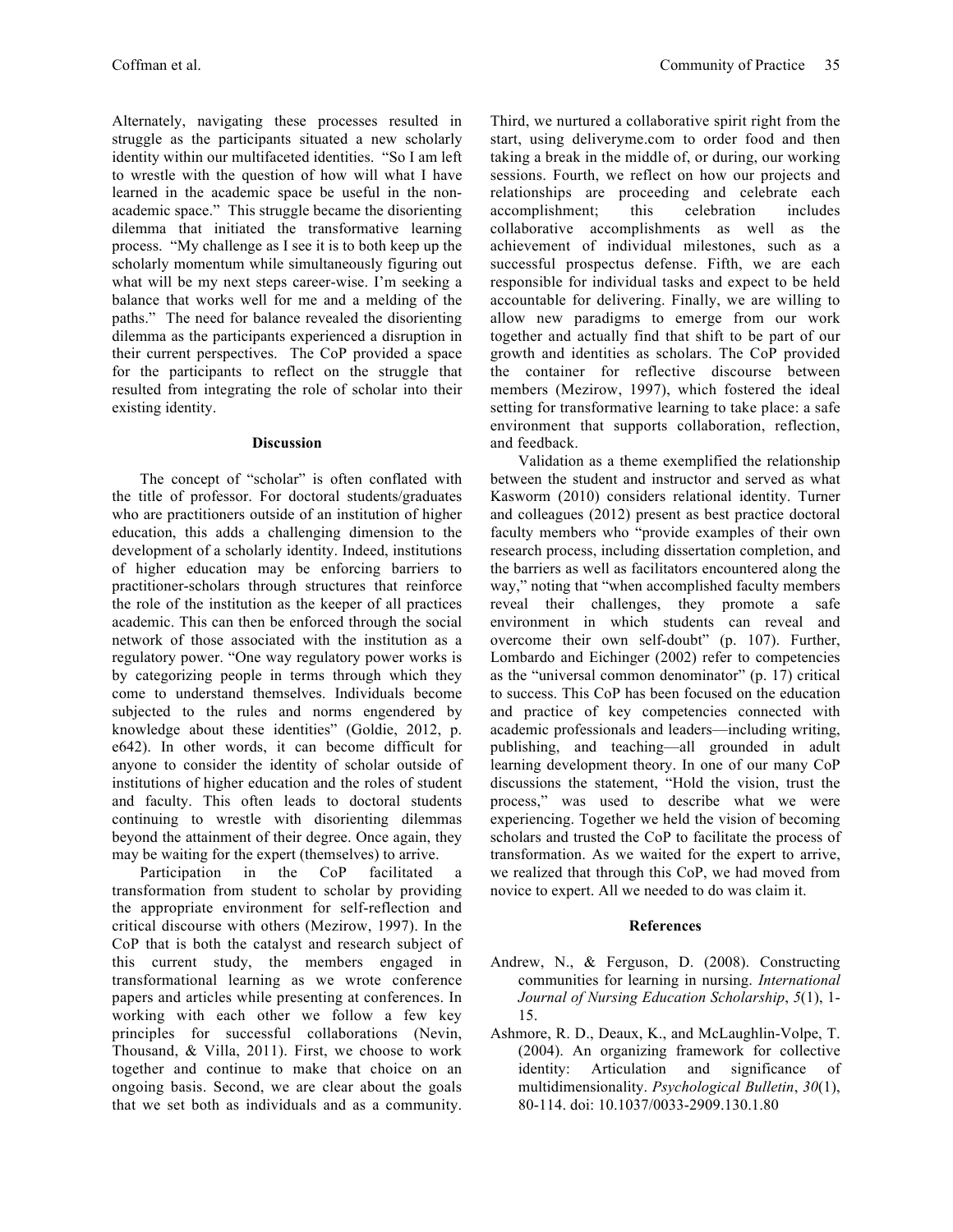Alternately, navigating these processes resulted in struggle as the participants situated a new scholarly identity within our multifaceted identities. "So I am left to wrestle with the question of how will what I have learned in the academic space be useful in the non-academic space." This struggle became the disorienting dilemma that initiated the transformative learning process. "My challenge as I see it is to both keep up the scholarly momentum while simultaneously figuring out what will be my next steps career-wise. I'm seeking a balance that works well for me and a melding of the paths." The need for balance revealed the disorienting dilemma as the participants experienced a disruption in their current perspectives. The CoP provided a space for the participants to reflect on the struggle that resulted from integrating the role of scholar into their existing identity.

## Discussion

The concept of "scholar" is often conflated with the title of professor. For doctoral students/graduates who are practitioners outside of an institution of higher education, this adds a challenging dimension to the development of a scholarly identity. Indeed, institutions of higher education may be enforcing barriers to practitioner-scholars through structures that reinforce the role of the institution as the keeper of all practices academic. This can then be enforced through the social network of those associated with the institution as a regulatory power. "One way regulatory power works is by categorizing people in terms through which they come to understand themselves. Individuals become subjected to the rules and norms engendered by knowledge about these identities" (Goldie, 2012, p. e642). In other words, it can become difficult for anyone to consider the identity of scholar outside of institutions of higher education and the roles of student and faculty. This often leads to doctoral students continuing to wrestle with disorienting dilemmas beyond the attainment of their degree. Once again, they may be waiting for the expert (themselves) to arrive.

Participation in the CoP facilitated a transformation from student to scholar by providing the appropriate environment for self-reflection and critical discourse with others (Mezirow, 1997). In the CoP that is both the catalyst and research subject of this current study, the members engaged in transformational learning as we wrote conference papers and articles while presenting at conferences. In working with each other we follow a few key principles for successful collaborations (Nevin, Thousand, & Villa, 2011). First, we choose to work together and continue to make that choice on an ongoing basis. Second, we are clear about the goals that we set both as individuals and as a community. Third, we nurtured a collaborative spirit right from the start, using deliveryme.com to order food and then taking a break in the middle of, or during, our working sessions. Fourth, we reflect on how our projects and relationships are proceeding and celebrate each accomplishment; this celebration includes collaborative accomplishments as well as the achievement of individual milestones, such as a successful prospectus defense. Fifth, we are each responsible for individual tasks and expect to be held accountable for delivering. Finally, we are willing to allow new paradigms to emerge from our work together and actually find that shift to be part of our growth and identities as scholars. The CoP provided the container for reflective discourse between members (Mezirow, 1997), which fostered the ideal setting for transformative learning to take place: a safe environment that supports collaboration, reflection, and feedback.

Validation as a theme exemplified the relationship between the student and instructor and served as what Kasworm (2010) considers relational identity. Turner and colleagues (2012) present as best practice doctoral faculty members who "provide examples of their own research process, including dissertation completion, and the barriers as well as facilitators encountered along the way," noting that "when accomplished faculty members reveal their challenges, they promote a safe environment in which students can reveal and overcome their own self-doubt" (p. 107). Further, Lombardo and Eichinger (2002) refer to competencies as the "universal common denominator" (p. 17) critical to success. This CoP has been focused on the education and practice of key competencies connected with academic professionals and leaders—including writing, publishing, and teaching—all grounded in adult learning development theory. In one of our many CoP discussions the statement, "Hold the vision, trust the process," was used to describe what we were experiencing. Together we held the vision of becoming scholars and trusted the CoP to facilitate the process of transformation. As we waited for the expert to arrive, we realized that through this CoP, we had moved from novice to expert. All we needed to do was claim it.

## References

Andrew, N., & Ferguson, D. (2008). Constructing communities for learning in nursing. *International Journal of Nursing Education Scholarship*, *5*(1), 1-15.

Ashmore, R. D., Deaux, K., and McLaughlin-Volpe, T. (2004). An organizing framework for collective identity: Articulation and significance of multidimensionality. *Psychological Bulletin*, *30*(1), 80-114. doi: 10.1037/0033-2909.130.1.80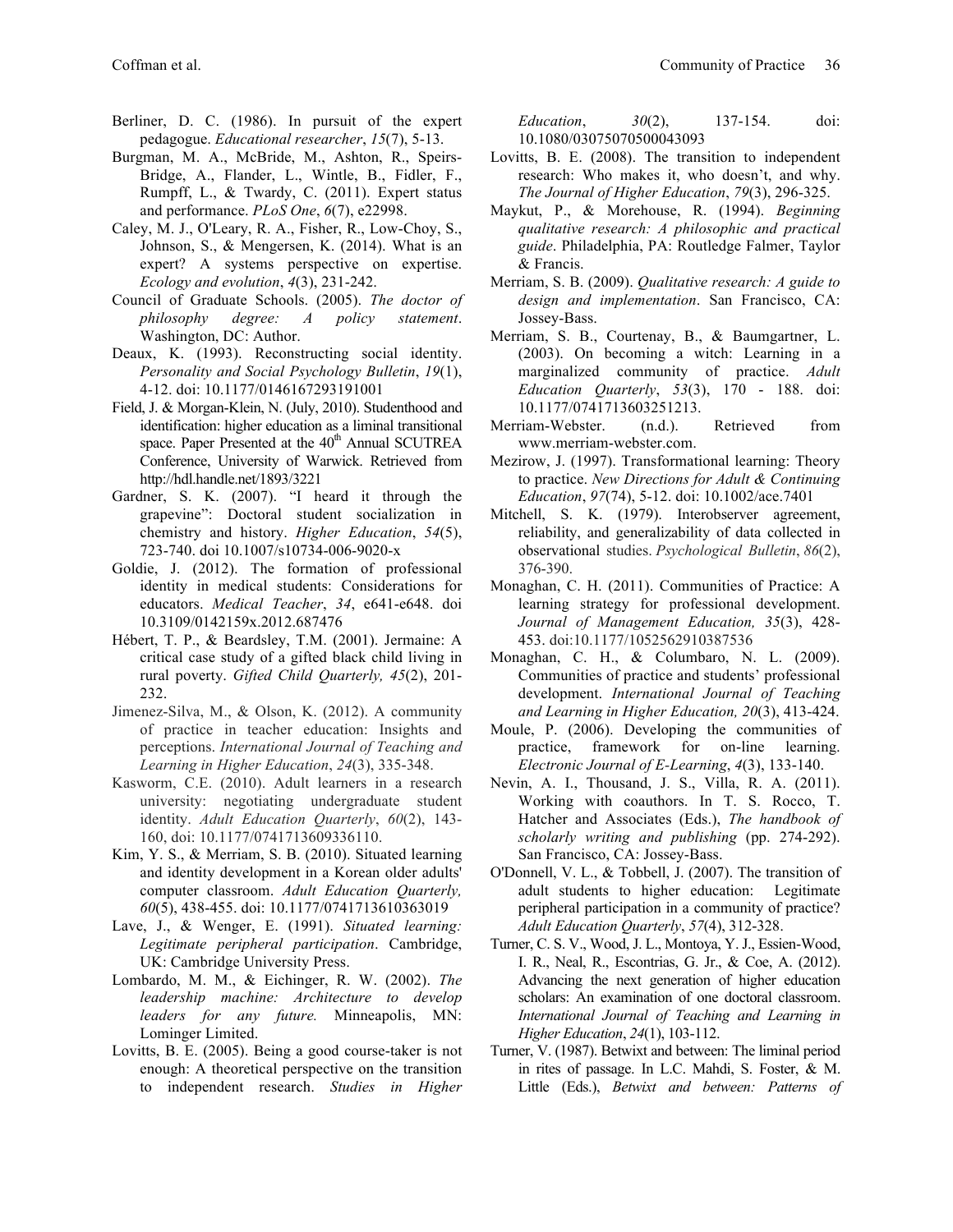Berliner, D. C. (1986). In pursuit of the expert pedagogue. *Educational researcher*, *15*(7), 5-13.

Burgman, M. A., McBride, M., Ashton, R., Speirs-Bridge, A., Flander, L., Wintle, B., Fidler, F., Rumpff, L., & Twardy, C. (2011). Expert status and performance. *PLoS One*, *6*(7), e22998.

Caley, M. J., O'Leary, R. A., Fisher, R., Low-Choy, S., Johnson, S., & Mengersen, K. (2014). What is an expert? A systems perspective on expertise. *Ecology and evolution*, *4*(3), 231-242.

Council of Graduate Schools. (2005). *The doctor of philosophy degree: A policy statement*. Washington, DC: Author.

Deaux, K. (1993). Reconstructing social identity. *Personality and Social Psychology Bulletin*, *19*(1), 4-12. doi: 10.1177/0146167293191001

Field, J. & Morgan-Klein, N. (July, 2010). Studenthood and identification: higher education as a liminal transitional space. Paper Presented at the 40th Annual SCUTREA Conference, University of Warwick. Retrieved from http://hdl.handle.net/1893/3221

Gardner, S. K. (2007). "I heard it through the grapevine": Doctoral student socialization in chemistry and history. *Higher Education*, *54*(5), 723-740. doi 10.1007/s10734-006-9020-x

Goldie, J. (2012). The formation of professional identity in medical students: Considerations for educators. *Medical Teacher*, *34*, e641-e648. doi 10.3109/0142159x.2012.687476

Hébert, T. P., & Beardsley, T.M. (2001). Jermaine: A critical case study of a gifted black child living in rural poverty. *Gifted Child Quarterly, 45*(2), 201-232.

Jimenez-Silva, M., & Olson, K. (2012). A community of practice in teacher education: Insights and perceptions. *International Journal of Teaching and Learning in Higher Education*, *24*(3), 335-348.

Kasworm, C.E. (2010). Adult learners in a research university: negotiating undergraduate student identity. *Adult Education Quarterly*, *60*(2), 143-160, doi: 10.1177/0741713609336110.

Kim, Y. S., & Merriam, S. B. (2010). Situated learning and identity development in a Korean older adults' computer classroom. *Adult Education Quarterly, 60*(5), 438-455. doi: 10.1177/0741713610363019

Lave, J., & Wenger, E. (1991). *Situated learning: Legitimate peripheral participation*. Cambridge, UK: Cambridge University Press.

Lombardo, M. M., & Eichinger, R. W. (2002). *The leadership machine: Architecture to develop leaders for any future.* Minneapolis, MN: Lominger Limited.

Lovitts, B. E. (2005). Being a good course-taker is not enough: A theoretical perspective on the transition to independent research. *Studies in Higher Education*, *30*(2), 137-154. doi: 10.1080/03075070500043093

Lovitts, B. E. (2008). The transition to independent research: Who makes it, who doesn't, and why. *The Journal of Higher Education*, *79*(3), 296-325.

Maykut, P., & Morehouse, R. (1994). *Beginning qualitative research: A philosophic and practical guide*. Philadelphia, PA: Routledge Falmer, Taylor & Francis.

Merriam, S. B. (2009). *Qualitative research: A guide to design and implementation*. San Francisco, CA: Jossey-Bass.

Merriam, S. B., Courtenay, B., & Baumgartner, L. (2003). On becoming a witch: Learning in a marginalized community of practice. *Adult Education Quarterly*, *53*(3), 170 - 188. doi: 10.1177/0741713603251213.

Merriam-Webster. (n.d.). Retrieved from www.merriam-webster.com.

Mezirow, J. (1997). Transformational learning: Theory to practice. *New Directions for Adult & Continuing Education*, *97*(74), 5-12. doi: 10.1002/ace.7401

Mitchell, S. K. (1979). Interobserver agreement, reliability, and generalizability of data collected in observational studies. *Psychological Bulletin*, *86*(2), 376-390.

Monaghan, C. H. (2011). Communities of Practice: A learning strategy for professional development. *Journal of Management Education, 35*(3), 428-453. doi:10.1177/1052562910387536

Monaghan, C. H., & Columbaro, N. L. (2009). Communities of practice and students' professional development. *International Journal of Teaching and Learning in Higher Education, 20*(3), 413-424.

Moule, P. (2006). Developing the communities of practice, framework for on-line learning. *Electronic Journal of E-Learning*, *4*(3), 133-140.

Nevin, A. I., Thousand, J. S., Villa, R. A. (2011). Working with coauthors. In T. S. Rocco, T. Hatcher and Associates (Eds.), *The handbook of scholarly writing and publishing* (pp. 274-292). San Francisco, CA: Jossey-Bass.

O'Donnell, V. L., & Tobbell, J. (2007). The transition of adult students to higher education: Legitimate peripheral participation in a community of practice? *Adult Education Quarterly*, *57*(4), 312-328.

Turner, C. S. V., Wood, J. L., Montoya, Y. J., Essien-Wood, I. R., Neal, R., Escontrias, G. Jr., & Coe, A. (2012). Advancing the next generation of higher education scholars: An examination of one doctoral classroom. *International Journal of Teaching and Learning in Higher Education*, *24*(1), 103-112.

Turner, V. (1987). Betwixt and between: The liminal period in rites of passage. In L.C. Mahdi, S. Foster, & M. Little (Eds.), *Betwixt and between: Patterns of*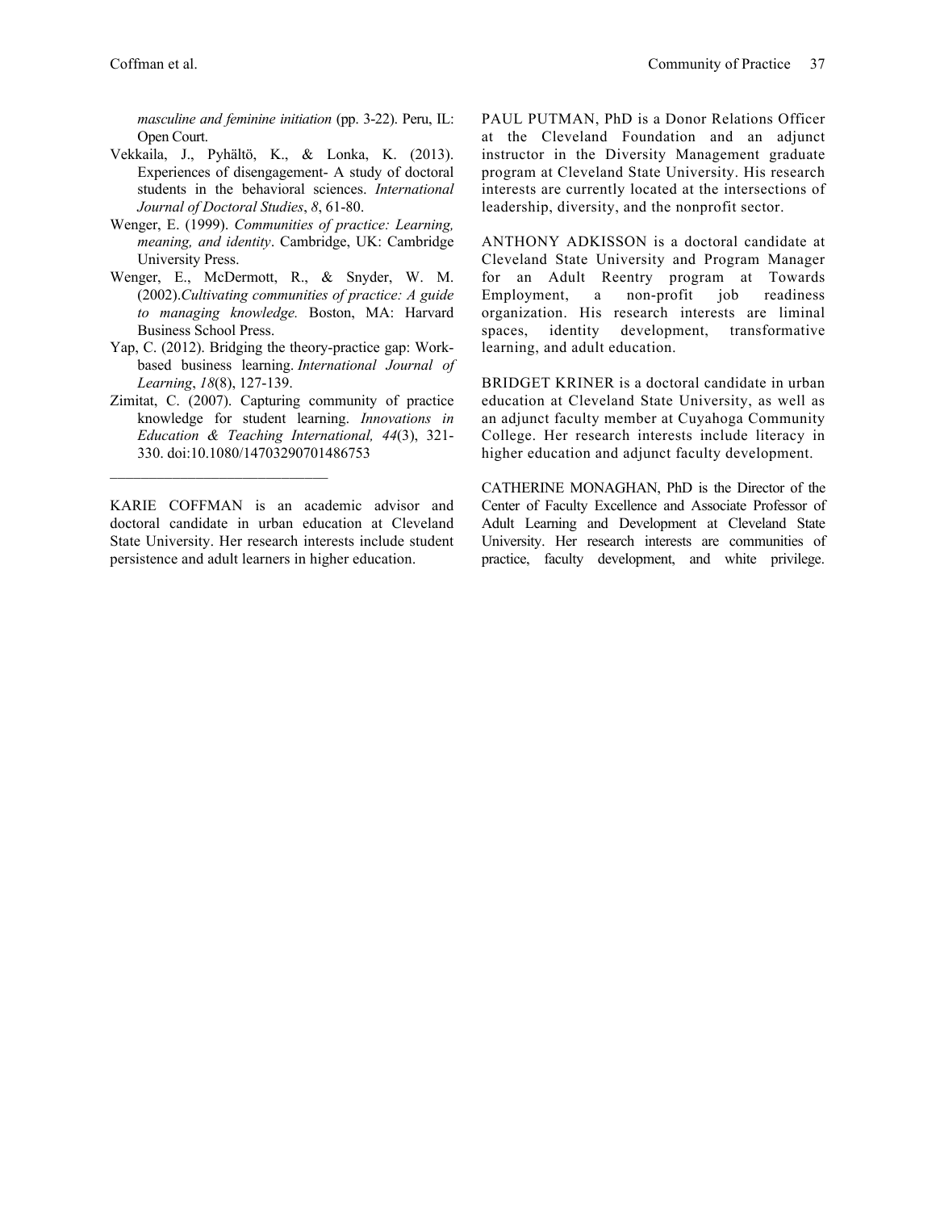*masculine and feminine initiation* (pp. 3-22). Peru, IL: Open Court.

Vekkaila, J., Pyhältö, K., & Lonka, K. (2013). Experiences of disengagement- A study of doctoral students in the behavioral sciences. *International Journal of Doctoral Studies*, *8*, 61-80.

Wenger, E. (1999). *Communities of practice: Learning, meaning, and identity*. Cambridge, UK: Cambridge University Press.

Wenger, E., McDermott, R., & Snyder, W. M. (2002).*Cultivating communities of practice: A guide to managing knowledge.* Boston, MA: Harvard Business School Press.

Yap, C. (2012). Bridging the theory-practice gap: Work-based business learning. *International Journal of Learning*, *18*(8), 127-139.

Zimitat, C. (2007). Capturing community of practice knowledge for student learning. *Innovations in Education & Teaching International, 44*(3), 321-330. doi:10.1080/14703290701486753

---

KARIE COFFMAN is an academic advisor and doctoral candidate in urban education at Cleveland State University. Her research interests include student persistence and adult learners in higher education.

PAUL PUTMAN, PhD is a Donor Relations Officer at the Cleveland Foundation and an adjunct instructor in the Diversity Management graduate program at Cleveland State University. His research interests are currently located at the intersections of leadership, diversity, and the nonprofit sector.

ANTHONY ADKISSON is a doctoral candidate at Cleveland State University and Program Manager for an Adult Reentry program at Towards Employment, a non-profit job readiness organization. His research interests are liminal spaces, identity development, transformative learning, and adult education.

BRIDGET KRINER is a doctoral candidate in urban education at Cleveland State University, as well as an adjunct faculty member at Cuyahoga Community College. Her research interests include literacy in higher education and adjunct faculty development.

CATHERINE MONAGHAN, PhD is the Director of the Center of Faculty Excellence and Associate Professor of Adult Learning and Development at Cleveland State University. Her research interests are communities of practice, faculty development, and white privilege.